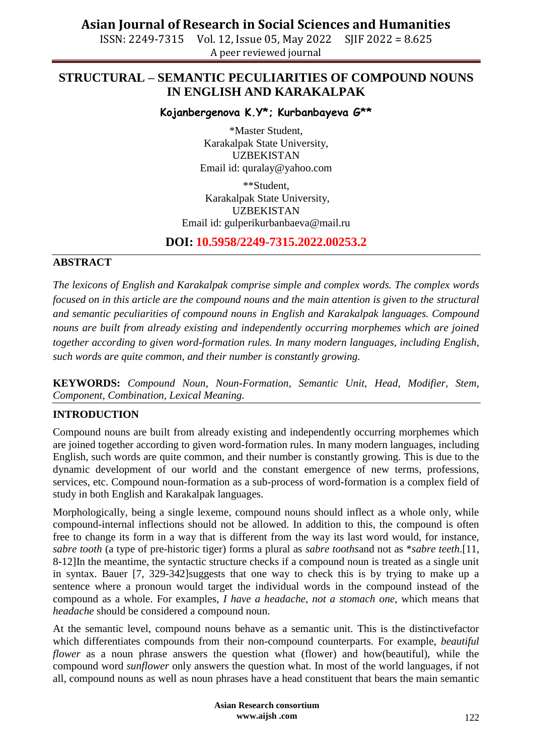# STRUCTURAL – SEMANTIC PECULIARITIES OF COMPOUND NOUNS IN ENGLISH AND KARAKALPAK

**Kojanbergenova K.Y\*; Kurbanbayeva G\*\***

\*Master Student,
Karakalpak State University,
UZBEKISTAN
Email id: quralay@yahoo.com

\*\*Student,
Karakalpak State University,
UZBEKISTAN
Email id: gulperikurbanbaeva@mail.ru

**DOI: 10.5958/2249-7315.2022.00253.2**

## ABSTRACT

*The lexicons of English and Karakalpak comprise simple and complex words. The complex words focused on in this article are the compound nouns and the main attention is given to the structural and semantic peculiarities of compound nouns in English and Karakalpak languages. Compound nouns are built from already existing and independently occurring morphemes which are joined together according to given word-formation rules. In many modern languages, including English, such words are quite common, and their number is constantly growing.*

**KEYWORDS:** *Compound Noun, Noun-Formation, Semantic Unit, Head, Modifier, Stem, Component, Combination, Lexical Meaning.*

## INTRODUCTION

Compound nouns are built from already existing and independently occurring morphemes which are joined together according to given word-formation rules. In many modern languages, including English, such words are quite common, and their number is constantly growing. This is due to the dynamic development of our world and the constant emergence of new terms, professions, services, etc. Compound noun-formation as a sub-process of word-formation is a complex field of study in both English and Karakalpak languages.

Morphologically, being a single lexeme, compound nouns should inflect as a whole only, while compound-internal inflections should not be allowed. In addition to this, the compound is often free to change its form in a way that is different from the way its last word would, for instance, *sabre tooth* (a type of pre-historic tiger) forms a plural as *sabre tooths*and not as \**sabre teeth*.[11, 8-12]In the meantime, the syntactic structure checks if a compound noun is treated as a single unit in syntax. Bauer [7, 329-342]suggests that one way to check this is by trying to make up a sentence where a pronoun would target the individual words in the compound instead of the compound as a whole. For examples, *I have a headache*, *not a stomach one*, which means that *headache* should be considered a compound noun.

At the semantic level, compound nouns behave as a semantic unit. This is the distinctivefactor which differentiates compounds from their non-compound counterparts. For example, *beautiful flower* as a noun phrase answers the question what (flower) and how(beautiful), while the compound word *sunflower* only answers the question what. In most of the world languages, if not all, compound nouns as well as noun phrases have a head constituent that bears the main semantic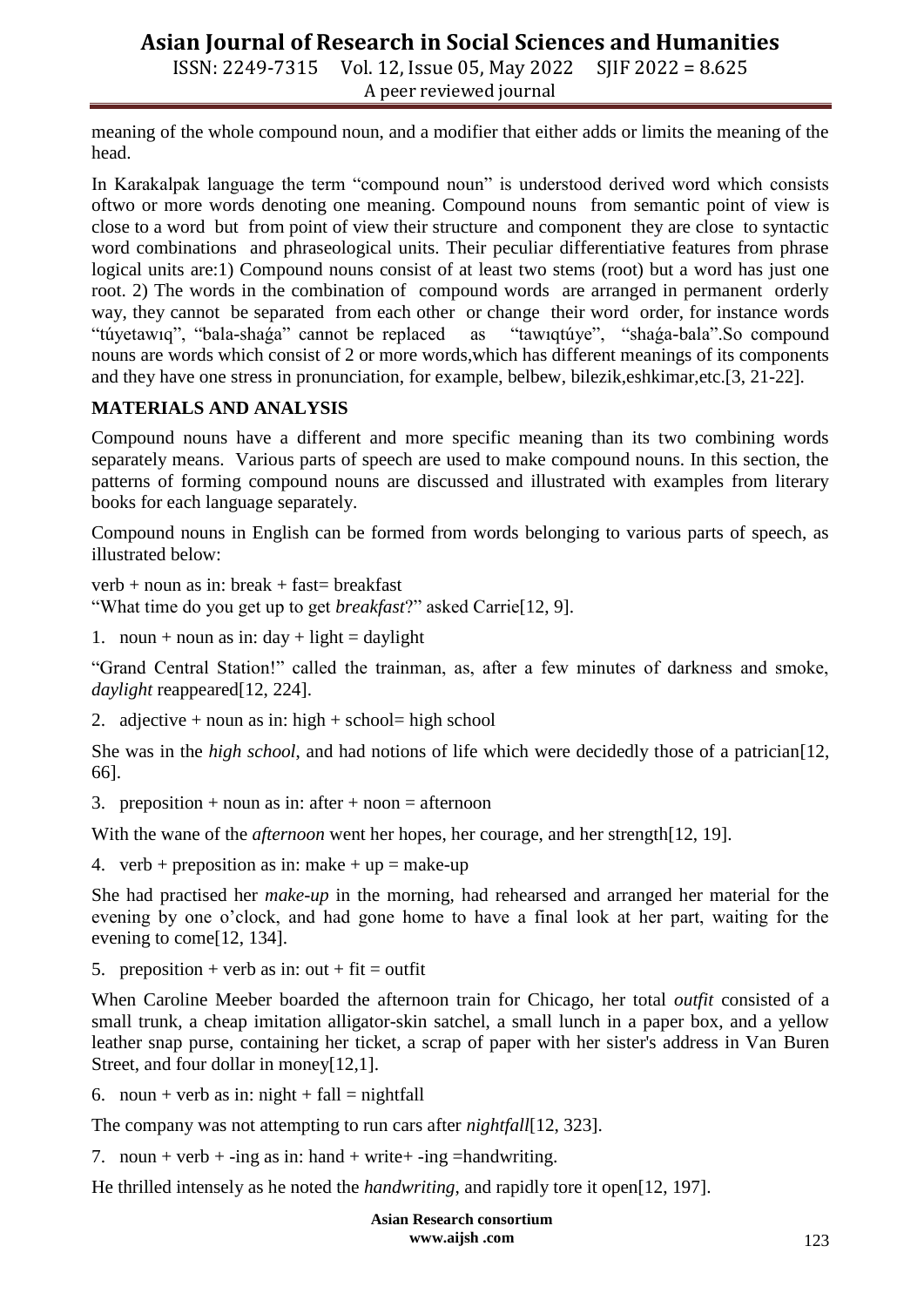meaning of the whole compound noun, and a modifier that either adds or limits the meaning of the head.

In Karakalpak language the term "compound noun" is understood derived word which consists oftwo or more words denoting one meaning. Compound nouns from semantic point of view is close to a word but from point of view their structure and component they are close to syntactic word combinations and phraseological units. Their peculiar differentiative features from phrase logical units are:1) Compound nouns consist of at least two stems (root) but a word has just one root. 2) The words in the combination of compound words are arranged in permanent orderly way, they cannot be separated from each other or change their word order, for instance words "túyetawıq", "bala-shaǵa" cannot be replaced as "tawıqtúye", "shaǵa-bala".So compound nouns are words which consist of 2 or more words,which has different meanings of its components and they have one stress in pronunciation, for example, belbew, bilezik,eshkimar,etc.[3, 21-22].

## MATERIALS AND ANALYSIS

Compound nouns have a different and more specific meaning than its two combining words separately means. Various parts of speech are used to make compound nouns. In this section, the patterns of forming compound nouns are discussed and illustrated with examples from literary books for each language separately.

Compound nouns in English can be formed from words belonging to various parts of speech, as illustrated below:

verb + noun as in: break + fast= breakfast
"What time do you get up to get *breakfast*?" asked Carrie[12, 9].

1. noun + noun as in: day + light = daylight

"Grand Central Station!" called the trainman, as, after a few minutes of darkness and smoke, *daylight* reappeared[12, 224].

2. adjective + noun as in: high + school= high school

She was in the *high school*, and had notions of life which were decidedly those of a patrician[12, 66].

3. preposition + noun as in: after + noon = afternoon

With the wane of the *afternoon* went her hopes, her courage, and her strength[12, 19].

4. verb + preposition as in: make + up = make-up

She had practised her *make-up* in the morning, had rehearsed and arranged her material for the evening by one o'clock, and had gone home to have a final look at her part, waiting for the evening to come[12, 134].

5. preposition + verb as in: out + fit = outfit

When Caroline Meeber boarded the afternoon train for Chicago, her total *outfit* consisted of a small trunk, a cheap imitation alligator-skin satchel, a small lunch in a paper box, and a yellow leather snap purse, containing her ticket, a scrap of paper with her sister's address in Van Buren Street, and four dollar in money[12,1].

6. noun + verb as in: night + fall = nightfall

The company was not attempting to run cars after *nightfall*[12, 323].

7. noun + verb + -ing as in: hand + write+ -ing =handwriting.

He thrilled intensely as he noted the *handwriting*, and rapidly tore it open[12, 197].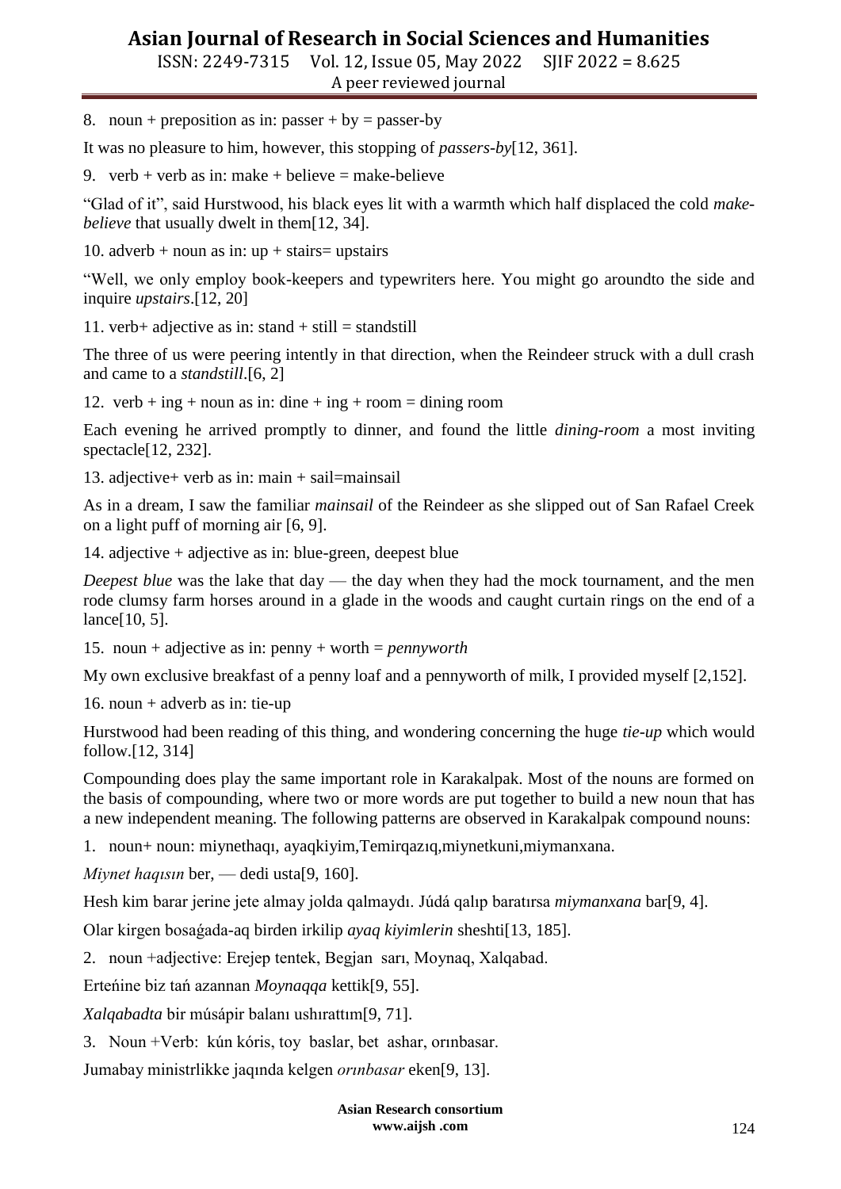8. noun + preposition as in: passer + by = passer-by

It was no pleasure to him, however, this stopping of *passers-by*[12, 361].

9. verb + verb as in: make + believe = make-believe

“Glad of it”, said Hurstwood, his black eyes lit with a warmth which half displaced the cold *make-believe* that usually dwelt in them[12, 34].

10. adverb + noun as in: up + stairs= upstairs

“Well, we only employ book-keepers and typewriters here. You might go aroundto the side and inquire *upstairs*.[12, 20]

11. verb+ adjective as in: stand + still = standstill

The three of us were peering intently in that direction, when the Reindeer struck with a dull crash and came to a *standstill*.[6, 2]

12. verb + ing + noun as in: dine + ing + room = dining room

Each evening he arrived promptly to dinner, and found the little *dining-room* a most inviting spectacle[12, 232].

13. adjective+ verb as in: main + sail=mainsail

As in a dream, I saw the familiar *mainsail* of the Reindeer as she slipped out of San Rafael Creek on a light puff of morning air [6, 9].

14. adjective + adjective as in: blue-green, deepest blue

*Deepest blue* was the lake that day — the day when they had the mock tournament, and the men rode clumsy farm horses around in a glade in the woods and caught curtain rings on the end of a lance[10, 5].

15. noun + adjective as in: penny + worth = *pennyworth*

My own exclusive breakfast of a penny loaf and a pennyworth of milk, I provided myself [2,152].

16. noun + adverb as in: tie-up

Hurstwood had been reading of this thing, and wondering concerning the huge *tie-up* which would follow.[12, 314]

Compounding does play the same important role in Karakalpak. Most of the nouns are formed on the basis of compounding, where two or more words are put together to build a new noun that has a new independent meaning. The following patterns are observed in Karakalpak compound nouns:

1. noun+ noun: miynethaqı, ayaqkiyim,Temirqazıq,miynetkuni,miymanxana.

*Miynet haqısın* ber, — dedi usta[9, 160].

Hesh kim barar jerine jete almay jolda qalmaydı. Júdá qalıp baratırsa *miymanxana* bar[9, 4].

Olar kirgen bosaǵada-aq birden irkilip *ayaq kiyimlerin* sheshti[13, 185].

2. noun +adjective: Erejep tentek, Begjan sarı, Moynaq, Xalqabad.

Erteńine biz tań azannan *Moynaqqa* kettik[9, 55].

*Xalqabadta* bir músápir balanı ushırattım[9, 71].

3. Noun +Verb: kún kóris, toy baslar, bet ashar, orınbasar.

Jumabay ministrlikke jaqında kelgen *orınbasar* eken[9, 13].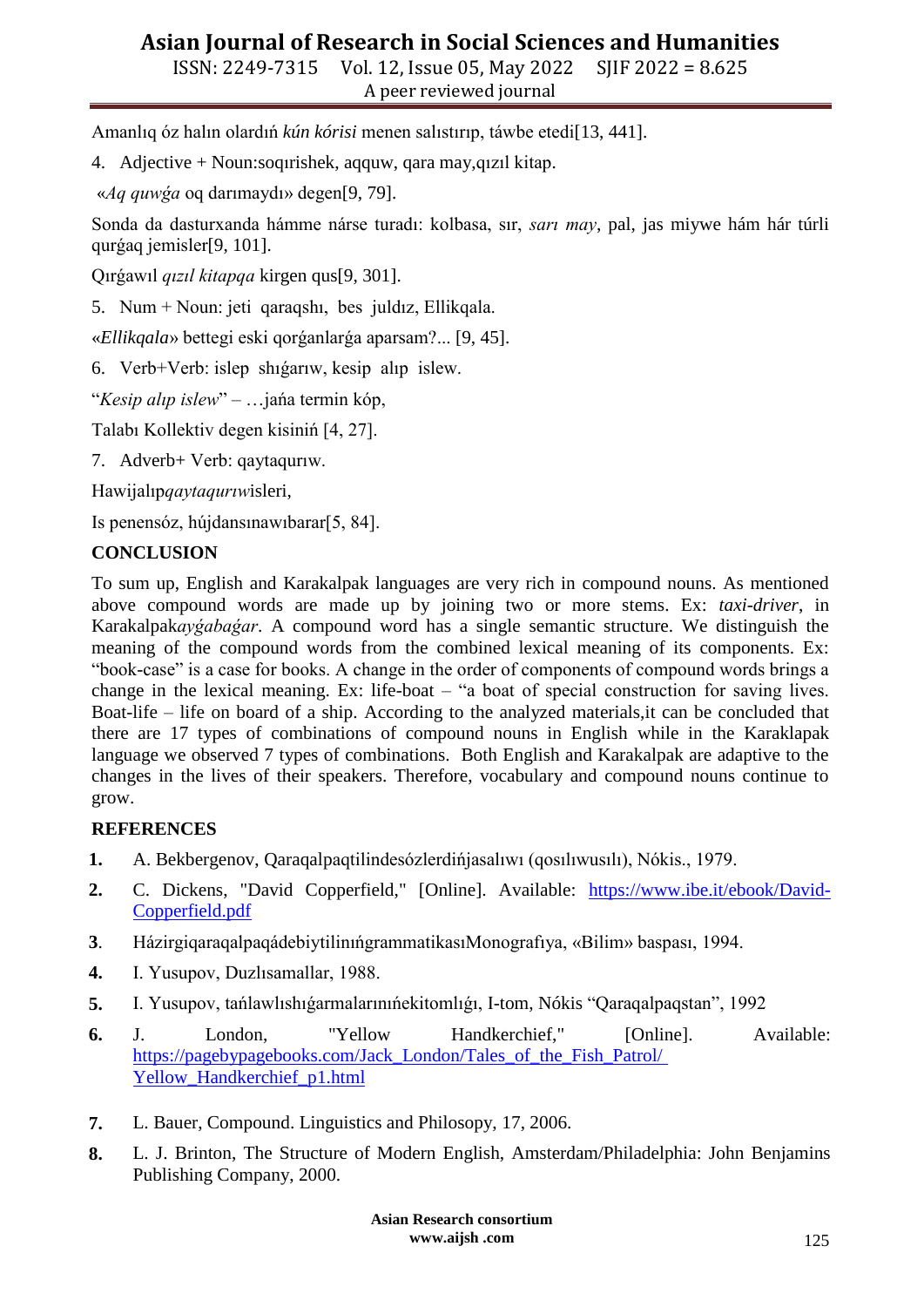Amanlıq óz halın olardıń *kún kórisi* menen salıstırıp, táwbe etedi[13, 441].

4. Adjective + Noun:soqırishek, aqquw, qara may,qızıl kitap.

«*Aq quwǵa* oq darımaydı» degen[9, 79].

Sonda da dasturxanda hámme nárse turadı: kolbasa, sır, *sarı may*, pal, jas miywe hám hár túrli qurǵaq jemisler[9, 101].

Qırǵawıl *qızıl kitapqa* kirgen qus[9, 301].

5. Num + Noun: jeti qaraqshı, bes juldız, Ellikqala.

«*Ellikqala*» bettegi eski qorǵanlarǵa aparsam?... [9, 45].

6. Verb+Verb: islep shıǵarıw, kesip alıp islew.

"*Kesip alıp islew*" – …jańa termin kóp,

Talabı Kollektiv degen kisiniń [4, 27].

7. Adverb+ Verb: qaytaqurıw.

Hawijalıp*qaytaqurıw*isleri,

Is penensóz, hújdansınawıbarar[5, 84].

## CONCLUSION

To sum up, English and Karakalpak languages are very rich in compound nouns. As mentioned above compound words are made up by joining two or more stems. Ex: *taxi-driver*, in Karakalpak*ayǵabaǵar*. A compound word has a single semantic structure. We distinguish the meaning of the compound words from the combined lexical meaning of its components. Ex: "book-case" is a case for books. A change in the order of components of compound words brings a change in the lexical meaning. Ex: life-boat – "a boat of special construction for saving lives. Boat-life – life on board of a ship. According to the analyzed materials,it can be concluded that there are 17 types of combinations of compound nouns in English while in the Karaklapak language we observed 7 types of combinations. Both English and Karakalpak are adaptive to the changes in the lives of their speakers. Therefore, vocabulary and compound nouns continue to grow.

## REFERENCES

1. A. Bekbergenov, Qaraqalpaqtilindesózlerdińjasalıwı (qosılıwusılı), Nókis., 1979.
2. C. Dickens, "David Copperfield," [Online]. Available: https://www.ibe.it/ebook/David-Copperfield.pdf
3. HázirgiqaraqalpaqádebiytilinińgrammatikasıMonografıya, «Bilim» baspası, 1994.
4. I. Yusupov, Duzlısamallar, 1988.
5. I. Yusupov, tańlawlıshıǵarmalarınıńekitomlıǵı, I-tom, Nókis "Qaraqalpaqstan", 1992
6. J. London, "Yellow Handkerchief," [Online]. Available: https://pagebypagebooks.com/Jack_London/Tales_of_the_Fish_Patrol/Yellow_Handkerchief_p1.html
7. L. Bauer, Compound. Linguistics and Philosopy, 17, 2006.
8. L. J. Brinton, The Structure of Modern English, Amsterdam/Philadelphia: John Benjamins Publishing Company, 2000.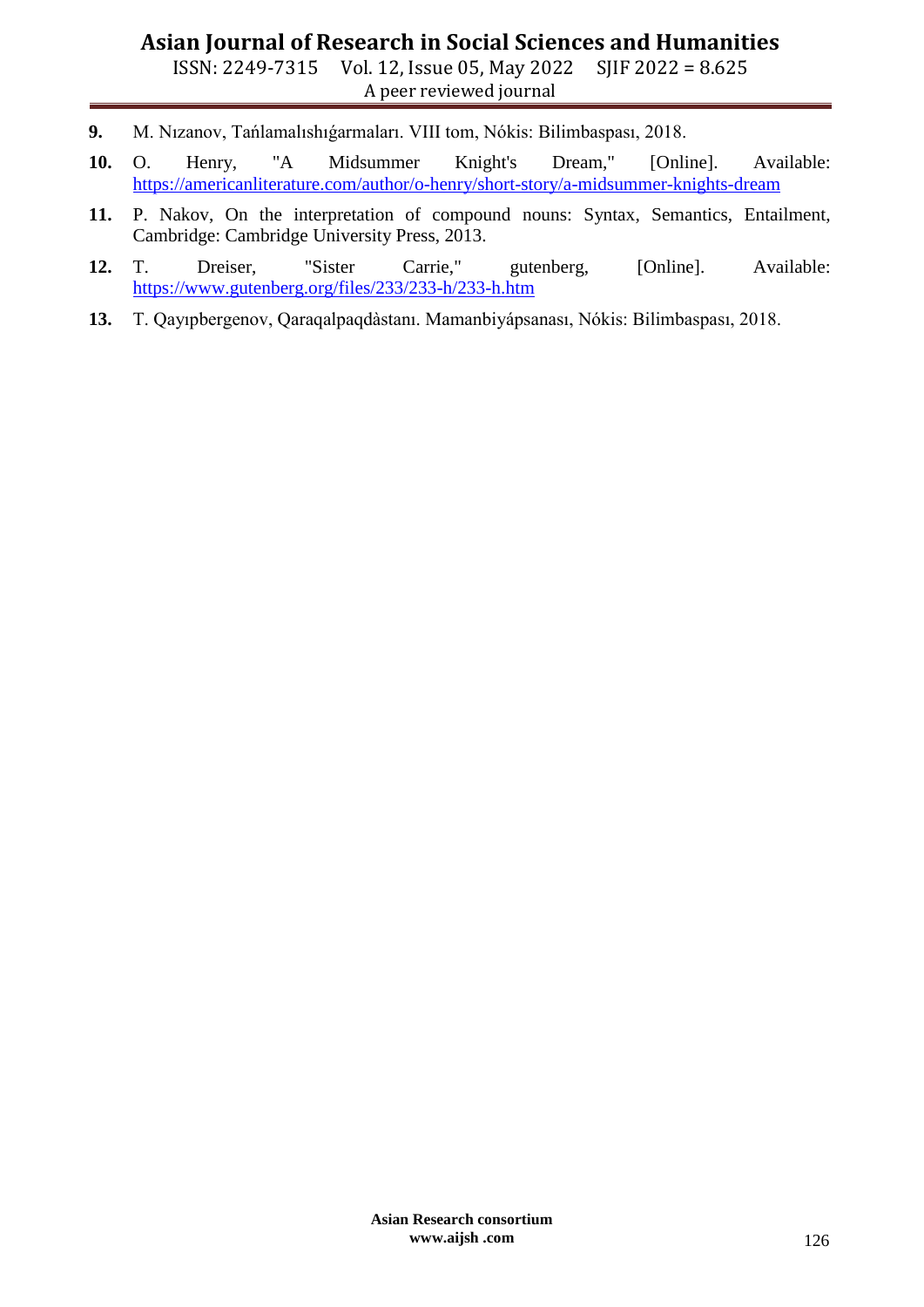9. M. Nızanov, Tańlamalıshıǵarmaları. VIII tom, Nókis: Bilimbaspası, 2018.
10. O. Henry, "A Midsummer Knight's Dream," [Online]. Available: https://americanliterature.com/author/o-henry/short-story/a-midsummer-knights-dream
11. P. Nakov, On the interpretation of compound nouns: Syntax, Semantics, Entailment, Cambridge: Cambridge University Press, 2013.
12. T. Dreiser, "Sister Carrie," gutenberg, [Online]. Available: https://www.gutenberg.org/files/233/233-h/233-h.htm
13. T. Qayıpbergenov, Qaraqalpaqdàstanı. Mamanbiyápsanası, Nókis: Bilimbaspası, 2018.